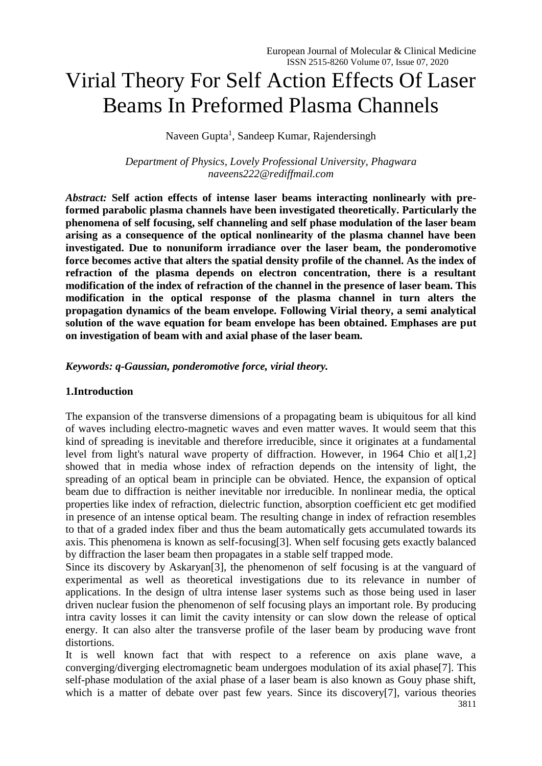# Virial Theory For Self Action Effects Of Laser Beams In Preformed Plasma Channels

Naveen Gupta[1], Sandeep Kumar, Rajendersingh

*Department of Physics, Lovely Professional University, Phagwara*
*naveens222@rediffmail.com*

***Abstract:*** **Self action effects of intense laser beams interacting nonlinearly with pre-formed parabolic plasma channels have been investigated theoretically. Particularly the phenomena of self focusing, self channeling and self phase modulation of the laser beam arising as a consequence of the optical nonlinearity of the plasma channel have been investigated. Due to nonuniform irradiance over the laser beam, the ponderomotive force becomes active that alters the spatial density profile of the channel. As the index of refraction of the plasma depends on electron concentration, there is a resultant modification of the index of refraction of the channel in the presence of laser beam. This modification in the optical response of the plasma channel in turn alters the propagation dynamics of the beam envelope. Following Virial theory, a semi analytical solution of the wave equation for beam envelope has been obtained. Emphases are put on investigation of beam with and axial phase of the laser beam.**

***Keywords: q-Gaussian, ponderomotive force, virial theory.***

## 1.Introduction

The expansion of the transverse dimensions of a propagating beam is ubiquitous for all kind of waves including electro-magnetic waves and even matter waves. It would seem that this kind of spreading is inevitable and therefore irreducible, since it originates at a fundamental level from light's natural wave property of diffraction. However, in 1964 Chio et al[1,2] showed that in media whose index of refraction depends on the intensity of light, the spreading of an optical beam in principle can be obviated. Hence, the expansion of optical beam due to diffraction is neither inevitable nor irreducible. In nonlinear media, the optical properties like index of refraction, dielectric function, absorption coefficient etc get modified in presence of an intense optical beam. The resulting change in index of refraction resembles to that of a graded index fiber and thus the beam automatically gets accumulated towards its axis. This phenomena is known as self-focusing[3]. When self focusing gets exactly balanced by diffraction the laser beam then propagates in a stable self trapped mode.

Since its discovery by Askaryan[3], the phenomenon of self focusing is at the vanguard of experimental as well as theoretical investigations due to its relevance in number of applications. In the design of ultra intense laser systems such as those being used in laser driven nuclear fusion the phenomenon of self focusing plays an important role. By producing intra cavity losses it can limit the cavity intensity or can slow down the release of optical energy. It can also alter the transverse profile of the laser beam by producing wave front distortions.

It is well known fact that with respect to a reference on axis plane wave, a converging/diverging electromagnetic beam undergoes modulation of its axial phase[7]. This self-phase modulation of the axial phase of a laser beam is also known as Gouy phase shift, which is a matter of debate over past few years. Since its discovery[7], various theories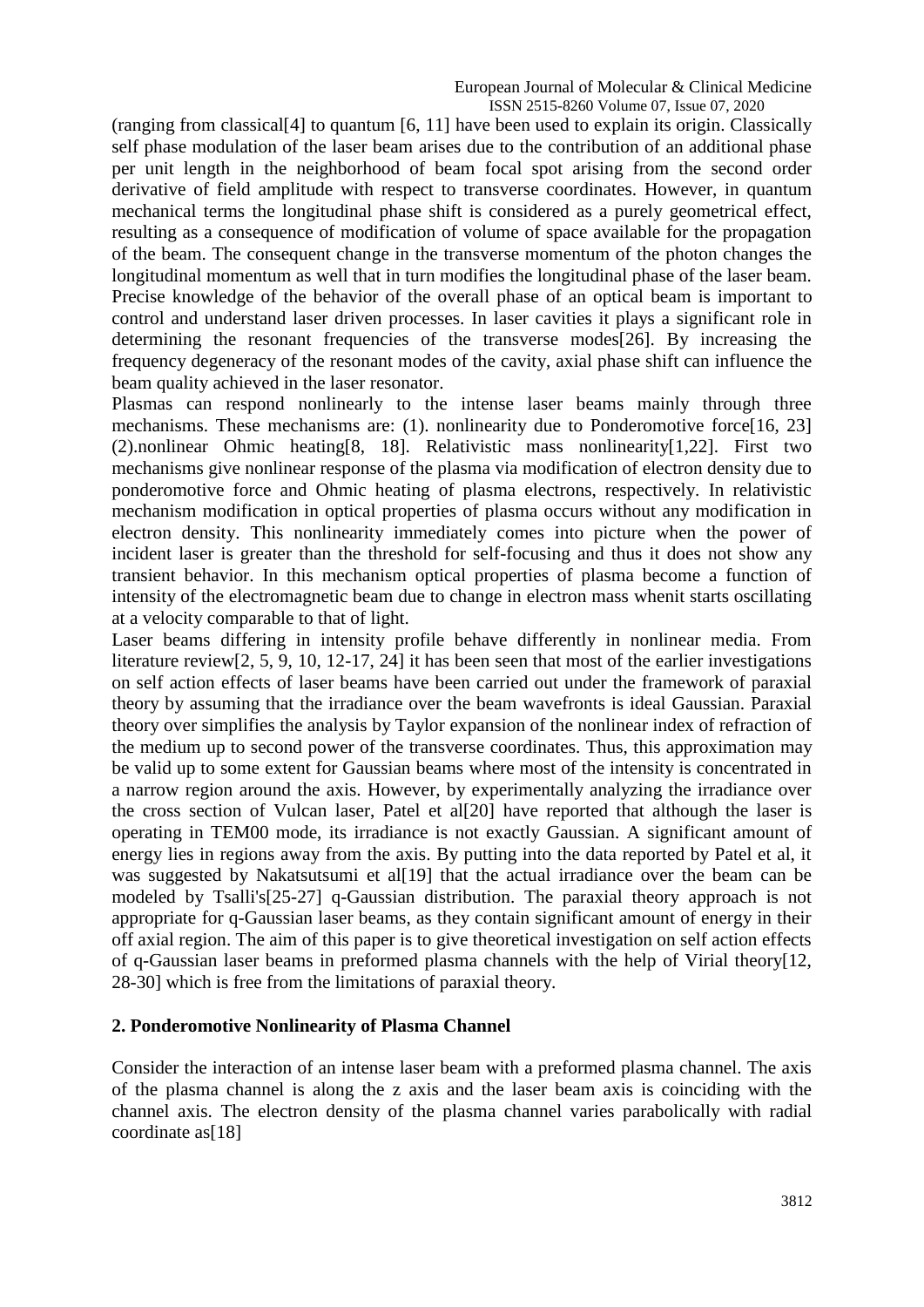(ranging from classical[4] to quantum [6, 11] have been used to explain its origin. Classically self phase modulation of the laser beam arises due to the contribution of an additional phase per unit length in the neighborhood of beam focal spot arising from the second order derivative of field amplitude with respect to transverse coordinates. However, in quantum mechanical terms the longitudinal phase shift is considered as a purely geometrical effect, resulting as a consequence of modification of volume of space available for the propagation of the beam. The consequent change in the transverse momentum of the photon changes the longitudinal momentum as well that in turn modifies the longitudinal phase of the laser beam. Precise knowledge of the behavior of the overall phase of an optical beam is important to control and understand laser driven processes. In laser cavities it plays a significant role in determining the resonant frequencies of the transverse modes[26]. By increasing the frequency degeneracy of the resonant modes of the cavity, axial phase shift can influence the beam quality achieved in the laser resonator.

Plasmas can respond nonlinearly to the intense laser beams mainly through three mechanisms. These mechanisms are: (1). nonlinearity due to Ponderomotive force[16, 23] (2).nonlinear Ohmic heating[8, 18]. Relativistic mass nonlinearity[1,22]. First two mechanisms give nonlinear response of the plasma via modification of electron density due to ponderomotive force and Ohmic heating of plasma electrons, respectively. In relativistic mechanism modification in optical properties of plasma occurs without any modification in electron density. This nonlinearity immediately comes into picture when the power of incident laser is greater than the threshold for self-focusing and thus it does not show any transient behavior. In this mechanism optical properties of plasma become a function of intensity of the electromagnetic beam due to change in electron mass whenit starts oscillating at a velocity comparable to that of light.

Laser beams differing in intensity profile behave differently in nonlinear media. From literature review[2, 5, 9, 10, 12-17, 24] it has been seen that most of the earlier investigations on self action effects of laser beams have been carried out under the framework of paraxial theory by assuming that the irradiance over the beam wavefronts is ideal Gaussian. Paraxial theory over simplifies the analysis by Taylor expansion of the nonlinear index of refraction of the medium up to second power of the transverse coordinates. Thus, this approximation may be valid up to some extent for Gaussian beams where most of the intensity is concentrated in a narrow region around the axis. However, by experimentally analyzing the irradiance over the cross section of Vulcan laser, Patel et al[20] have reported that although the laser is operating in TEM00 mode, its irradiance is not exactly Gaussian. A significant amount of energy lies in regions away from the axis. By putting into the data reported by Patel et al, it was suggested by Nakatsutsumi et al[19] that the actual irradiance over the beam can be modeled by Tsalli's[25-27] q-Gaussian distribution. The paraxial theory approach is not appropriate for q-Gaussian laser beams, as they contain significant amount of energy in their off axial region. The aim of this paper is to give theoretical investigation on self action effects of q-Gaussian laser beams in preformed plasma channels with the help of Virial theory[12, 28-30] which is free from the limitations of paraxial theory.

## 2. Ponderomotive Nonlinearity of Plasma Channel

Consider the interaction of an intense laser beam with a preformed plasma channel. The axis of the plasma channel is along the z axis and the laser beam axis is coinciding with the channel axis. The electron density of the plasma channel varies parabolically with radial coordinate as[18]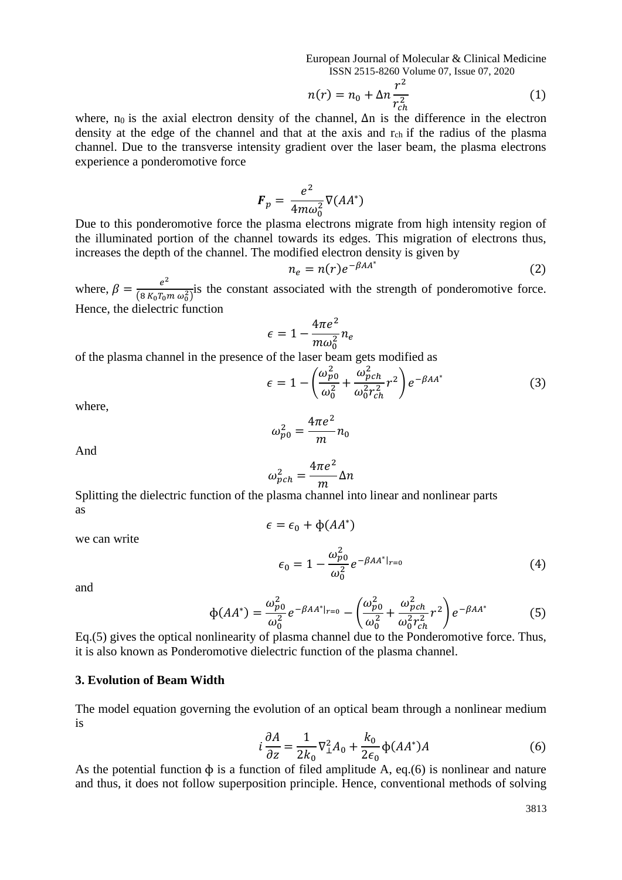$$n(r) = n_0 + \Delta n \frac{r^2}{r_{ch}^2} \tag{1}$$

where, $n_0$ is the axial electron density of the channel, $\Delta n$ is the difference in the electron density at the edge of the channel and that at the axis and $r_{ch}$ if the radius of the plasma channel. Due to the transverse intensity gradient over the laser beam, the plasma electrons experience a ponderomotive force

$$\boldsymbol{F}_p = \frac{e^2}{4m\omega_0^2}\nabla(AA^*)$$

Due to this ponderomotive force the plasma electrons migrate from high intensity region of the illuminated portion of the channel towards its edges. This migration of electrons thus, increases the depth of the channel. The modified electron density is given by

$$n_e = n(r)e^{-\beta AA^*} \tag{2}$$

where, $\beta = \frac{e^2}{(8\,K_0 T_0 m\,\omega_0^2)}$is the constant associated with the strength of ponderomotive force. Hence, the dielectric function

$$\epsilon = 1 - \frac{4\pi e^2}{m\omega_0^2}n_e$$

of the plasma channel in the presence of the laser beam gets modified as

$$\epsilon = 1 - \left(\frac{\omega_{p0}^2}{\omega_0^2} + \frac{\omega_{pch}^2}{\omega_0^2 r_{ch}^2}r^2\right)e^{-\beta AA^*} \tag{3}$$

where,

$$\omega_{p0}^2 = \frac{4\pi e^2}{m}n_0$$

And

$$\omega_{pch}^2 = \frac{4\pi e^2}{m}\Delta n$$

Splitting the dielectric function of the plasma channel into linear and nonlinear parts as

$$\epsilon = \epsilon_0 + \phi(AA^*)$$

we can write

$$\epsilon_0 = 1 - \frac{\omega_{p0}^2}{\omega_0^2}e^{-\beta AA^*|_{r=0}} \tag{4}$$

and

$$\phi(AA^*) = \frac{\omega_{p0}^2}{\omega_0^2}e^{-\beta AA^*|_{r=0}} - \left(\frac{\omega_{p0}^2}{\omega_0^2} + \frac{\omega_{pch}^2}{\omega_0^2 r_{ch}^2}r^2\right)e^{-\beta AA^*} \tag{5}$$

Eq.(5) gives the optical nonlinearity of plasma channel due to the Ponderomotive force. Thus, it is also known as Ponderomotive dielectric function of the plasma channel.

### 3. Evolution of Beam Width

The model equation governing the evolution of an optical beam through a nonlinear medium is

$$i\frac{\partial A}{\partial z} = \frac{1}{2k_0}\nabla_\perp^2 A_0 + \frac{k_0}{2\epsilon_0}\phi(AA^*)A \tag{6}$$

As the potential function $\phi$ is a function of filed amplitude A, eq.(6) is nonlinear and nature and thus, it does not follow superposition principle. Hence, conventional methods of solving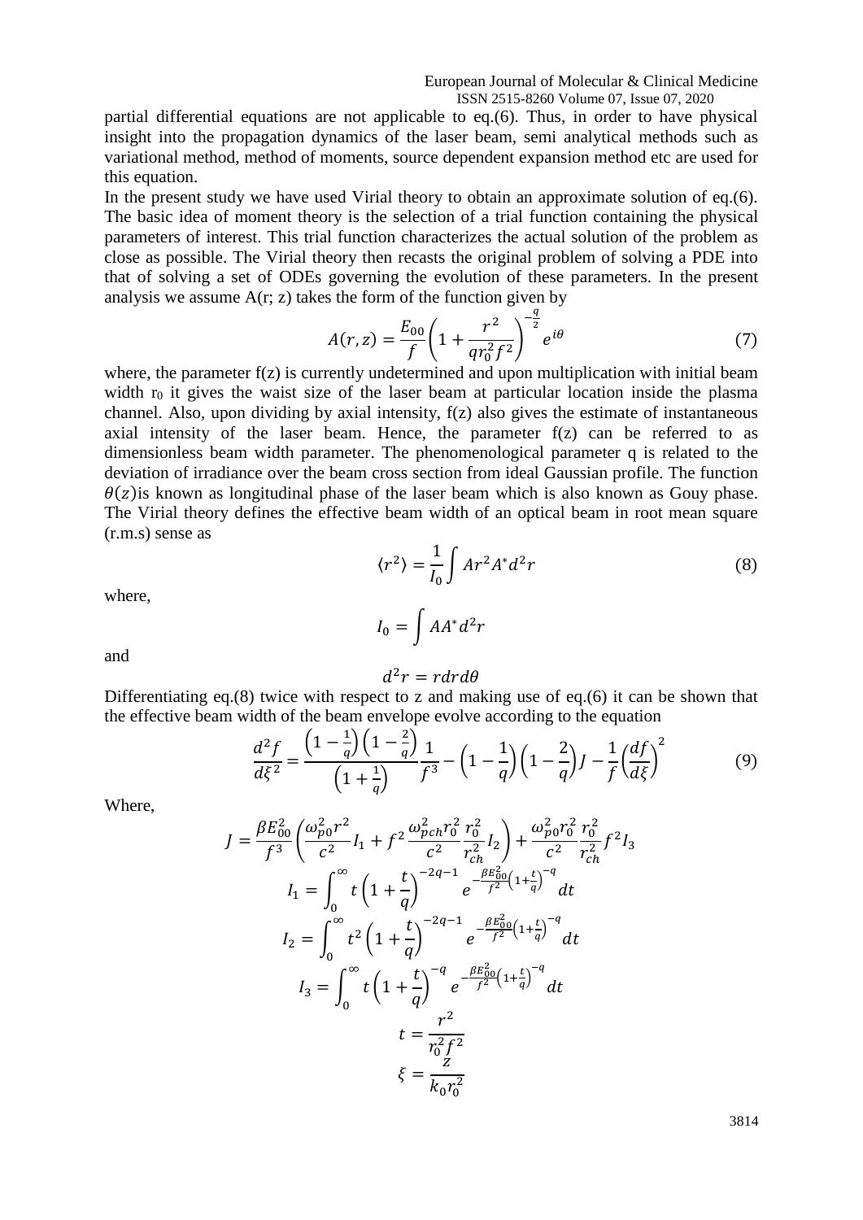partial differential equations are not applicable to eq.(6). Thus, in order to have physical insight into the propagation dynamics of the laser beam, semi analytical methods such as variational method, method of moments, source dependent expansion method etc are used for this equation.

In the present study we have used Virial theory to obtain an approximate solution of eq.(6). The basic idea of moment theory is the selection of a trial function containing the physical parameters of interest. This trial function characterizes the actual solution of the problem as close as possible. The Virial theory then recasts the original problem of solving a PDE into that of solving a set of ODEs governing the evolution of these parameters. In the present analysis we assume A(r; z) takes the form of the function given by

$$A(r,z) = \frac{E_{00}}{f}\left(1 + \frac{r^2}{q r_0^2 f^2}\right)^{-\frac{q}{2}} e^{i\theta} \tag{7}$$

where, the parameter f(z) is currently undetermined and upon multiplication with initial beam width $r_0$ it gives the waist size of the laser beam at particular location inside the plasma channel. Also, upon dividing by axial intensity, f(z) also gives the estimate of instantaneous axial intensity of the laser beam. Hence, the parameter f(z) can be referred to as dimensionless beam width parameter. The phenomenological parameter q is related to the deviation of irradiance over the beam cross section from ideal Gaussian profile. The function $\theta(z)$is known as longitudinal phase of the laser beam which is also known as Gouy phase. The Virial theory defines the effective beam width of an optical beam in root mean square (r.m.s) sense as

$$\langle r^2 \rangle = \frac{1}{I_0}\int A r^2 A^* d^2 r \tag{8}$$

where,

$$I_0 = \int A A^* d^2 r$$

and

$$d^2 r = r dr d\theta$$

Differentiating eq.(8) twice with respect to z and making use of eq.(6) it can be shown that the effective beam width of the beam envelope evolve according to the equation

$$\frac{d^2 f}{d\xi^2} = \frac{\left(1 - \frac{1}{q}\right)\left(1 - \frac{2}{q}\right)}{\left(1 + \frac{1}{q}\right)} \frac{1}{f^3} - \left(1 - \frac{1}{q}\right)\left(1 - \frac{2}{q}\right) J - \frac{1}{f}\left(\frac{df}{d\xi}\right)^2 \tag{9}$$

Where,

$$J = \frac{\beta E_{00}^2}{f^3}\left(\frac{\omega_{p0}^2 r^2}{c^2} I_1 + f^2 \frac{\omega_{pch}^2 r_0^2}{c^2} \frac{r_0^2}{r_{ch}^2} I_2\right) + \frac{\omega_{p0}^2 r_0^2}{c^2} \frac{r_0^2}{r_{ch}^2} f^2 I_3$$

$$I_1 = \int_0^\infty t\left(1 + \frac{t}{q}\right)^{-2q-1} e^{-\frac{\beta E_{00}^2}{f^2}\left(1 + \frac{t}{q}\right)^{-q}} dt$$

$$I_2 = \int_0^\infty t^2\left(1 + \frac{t}{q}\right)^{-2q-1} e^{-\frac{\beta E_{00}^2}{f^2}\left(1 + \frac{t}{q}\right)^{-q}} dt$$

$$I_3 = \int_0^\infty t\left(1 + \frac{t}{q}\right)^{-q} e^{-\frac{\beta E_{00}^2}{f^2}\left(1 + \frac{t}{q}\right)^{-q}} dt$$

$$t = \frac{r^2}{r_0^2 f^2}$$

$$\xi = \frac{z}{k_0 r_0^2}$$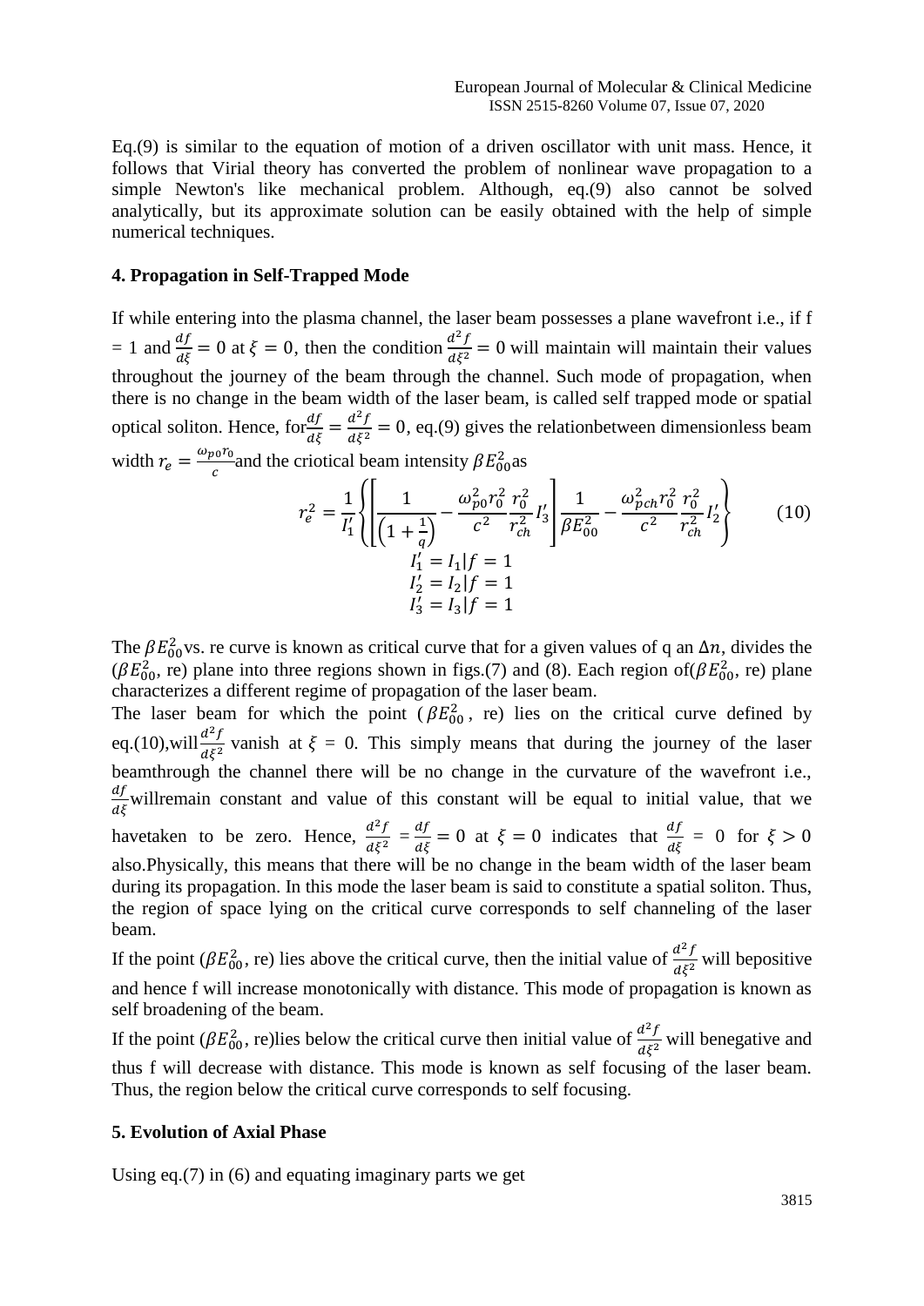Eq.(9) is similar to the equation of motion of a driven oscillator with unit mass. Hence, it follows that Virial theory has converted the problem of nonlinear wave propagation to a simple Newton's like mechanical problem. Although, eq.(9) also cannot be solved analytically, but its approximate solution can be easily obtained with the help of simple numerical techniques.

## 4. Propagation in Self-Trapped Mode

If while entering into the plasma channel, the laser beam possesses a plane wavefront i.e., if f = 1 and $\frac{df}{d\xi} = 0$ at $\xi = 0$, then the condition $\frac{d^2f}{d\xi^2} = 0$ will maintain will maintain their values throughout the journey of the beam through the channel. Such mode of propagation, when there is no change in the beam width of the laser beam, is called self trapped mode or spatial optical soliton. Hence, for $\frac{df}{d\xi} = \frac{d^2f}{d\xi^2} = 0$, eq.(9) gives the relationbetween dimensionless beam width $r_e = \frac{\omega_{p0} r_0}{c}$ and the criotical beam intensity $\beta E_{00}^2$ as

$$r_e^2 = \frac{1}{I_1'}\left\{\left[\frac{1}{\left(1+\frac{1}{q}\right)} - \frac{\omega_{p0}^2 r_0^2}{c^2}\frac{r_0^2}{r_{ch}^2} I_3'\right]\frac{1}{\beta E_{00}^2} - \frac{\omega_{pch}^2 r_0^2}{c^2}\frac{r_0^2}{r_{ch}^2} I_2'\right\} \tag{10}$$

$$I_1' = I_1|f = 1$$
$$I_2' = I_2|f = 1$$
$$I_3' = I_3|f = 1$$

The $\beta E_{00}^2$ vs. re curve is known as critical curve that for a given values of q an $\Delta n$, divides the ($\beta E_{00}^2$, re) plane into three regions shown in figs.(7) and (8). Each region of($\beta E_{00}^2$, re) plane characterizes a different regime of propagation of the laser beam.

The laser beam for which the point ($\beta E_{00}^2$, re) lies on the critical curve defined by eq.(10),will $\frac{d^2f}{d\xi^2}$ vanish at $\xi$ = 0. This simply means that during the journey of the laser beamthrough the channel there will be no change in the curvature of the wavefront i.e., $\frac{df}{d\xi}$ willremain constant and value of this constant will be equal to initial value, that we havetaken to be zero. Hence, $\frac{d^2f}{d\xi^2} = \frac{df}{d\xi} = 0$ at $\xi = 0$ indicates that $\frac{df}{d\xi} = 0$ for $\xi > 0$ also.Physically, this means that there will be no change in the beam width of the laser beam during its propagation. In this mode the laser beam is said to constitute a spatial soliton. Thus, the region of space lying on the critical curve corresponds to self channeling of the laser beam.

If the point ($\beta E_{00}^2$, re) lies above the critical curve, then the initial value of $\frac{d^2f}{d\xi^2}$ will bepositive and hence f will increase monotonically with distance. This mode of propagation is known as self broadening of the beam.

If the point ($\beta E_{00}^2$, re)lies below the critical curve then initial value of $\frac{d^2f}{d\xi^2}$ will benegative and thus f will decrease with distance. This mode is known as self focusing of the laser beam. Thus, the region below the critical curve corresponds to self focusing.

## 5. Evolution of Axial Phase

Using eq.(7) in (6) and equating imaginary parts we get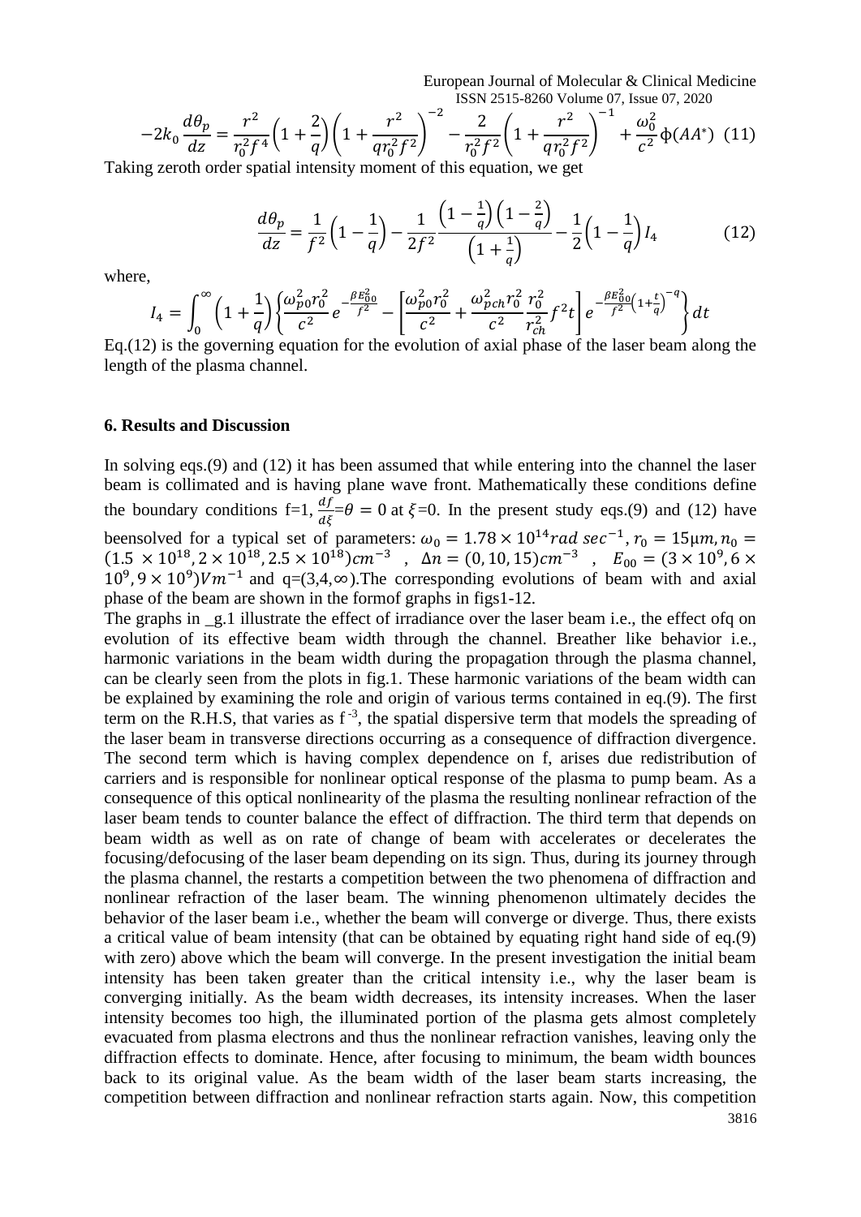$$-2k_0\frac{d\theta_p}{dz}=\frac{r^2}{r_0^2f^4}\left(1+\frac{2}{q}\right)\left(1+\frac{r^2}{qr_0^2f^2}\right)^{-2}-\frac{2}{r_0^2f^2}\left(1+\frac{r^2}{qr_0^2f^2}\right)^{-1}+\frac{\omega_0^2}{c^2}\phi(AA^*) \quad (11)$$

Taking zeroth order spatial intensity moment of this equation, we get

$$\frac{d\theta_p}{dz}=\frac{1}{f^2}\left(1-\frac{1}{q}\right)-\frac{1}{2f^2}\frac{\left(1-\frac{1}{q}\right)\left(1-\frac{2}{q}\right)}{\left(1+\frac{1}{q}\right)}-\frac{1}{2}\left(1-\frac{1}{q}\right)I_4 \quad (12)$$

where,

$$I_4=\int_0^\infty\left(1+\frac{1}{q}\right)\left\{\frac{\omega_{p0}^2r_0^2}{c^2}e^{-\frac{\beta E_{00}^2}{f^2}}-\left[\frac{\omega_{p0}^2r_0^2}{c^2}+\frac{\omega_{pch}^2r_0^2}{c^2}\frac{r_0^2}{r_{ch}^2}f^2t\right]e^{-\frac{\beta E_{00}^2}{f^2}\left(1+\frac{t}{q}\right)^{-q}}\right\}dt$$

Eq.(12) is the governing equation for the evolution of axial phase of the laser beam along the length of the plasma channel.

## 6. Results and Discussion

In solving eqs.(9) and (12) it has been assumed that while entering into the channel the laser beam is collimated and is having plane wave front. Mathematically these conditions define the boundary conditions f=1, $\frac{df}{d\xi}=\theta=0$ at $\xi$=0. In the present study eqs.(9) and (12) have beensolved for a typical set of parameters: $\omega_0=1.78\times10^{14}rad\ sec^{-1}$, $r_0=15\mu m$, $n_0=(1.5\times10^{18},2\times10^{18},2.5\times10^{18})cm^{-3}$ , $\Delta n=(0,10,15)cm^{-3}$ , $E_{00}=(3\times10^9,6\times10^9,9\times10^9)Vm^{-1}$ and q=(3,4,$\infty$).The corresponding evolutions of beam with and axial phase of the beam are shown in the formof graphs in figs1-12.

The graphs in _g.1 illustrate the effect of irradiance over the laser beam i.e., the effect ofq on evolution of its effective beam width through the channel. Breather like behavior i.e., harmonic variations in the beam width during the propagation through the plasma channel, can be clearly seen from the plots in fig.1. These harmonic variations of the beam width can be explained by examining the role and origin of various terms contained in eq.(9). The first term on the R.H.S, that varies as $f^{-3}$, the spatial dispersive term that models the spreading of the laser beam in transverse directions occurring as a consequence of diffraction divergence. The second term which is having complex dependence on f, arises due redistribution of carriers and is responsible for nonlinear optical response of the plasma to pump beam. As a consequence of this optical nonlinearity of the plasma the resulting nonlinear refraction of the laser beam tends to counter balance the effect of diffraction. The third term that depends on beam width as well as on rate of change of beam with accelerates or decelerates the focusing/defocusing of the laser beam depending on its sign. Thus, during its journey through the plasma channel, the restarts a competition between the two phenomena of diffraction and nonlinear refraction of the laser beam. The winning phenomenon ultimately decides the behavior of the laser beam i.e., whether the beam will converge or diverge. Thus, there exists a critical value of beam intensity (that can be obtained by equating right hand side of eq.(9) with zero) above which the beam will converge. In the present investigation the initial beam intensity has been taken greater than the critical intensity i.e., why the laser beam is converging initially. As the beam width decreases, its intensity increases. When the laser intensity becomes too high, the illuminated portion of the plasma gets almost completely evacuated from plasma electrons and thus the nonlinear refraction vanishes, leaving only the diffraction effects to dominate. Hence, after focusing to minimum, the beam width bounces back to its original value. As the beam width of the laser beam starts increasing, the competition between diffraction and nonlinear refraction starts again. Now, this competition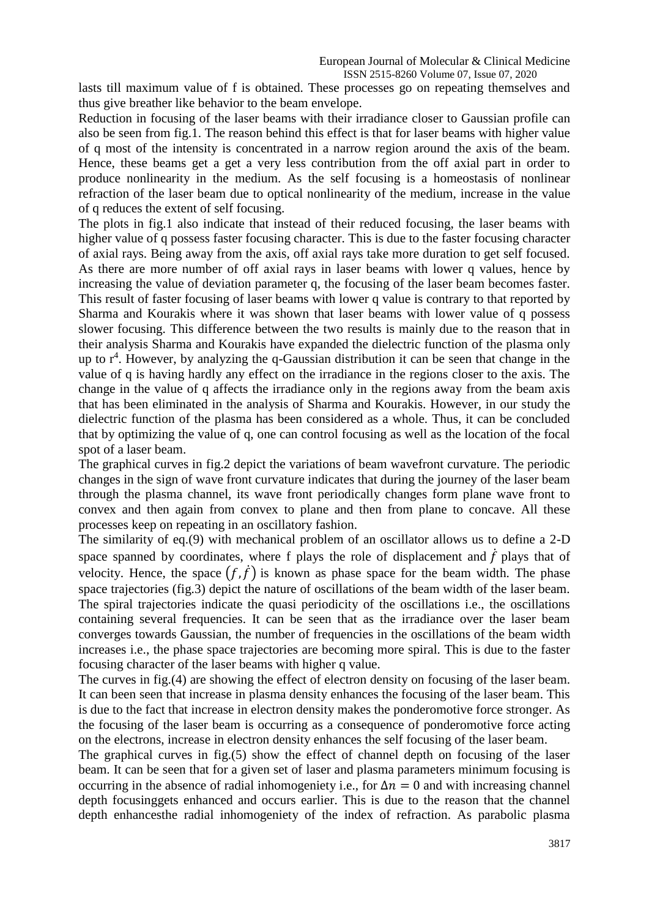lasts till maximum value of f is obtained. These processes go on repeating themselves and thus give breather like behavior to the beam envelope.

Reduction in focusing of the laser beams with their irradiance closer to Gaussian profile can also be seen from fig.1. The reason behind this effect is that for laser beams with higher value of q most of the intensity is concentrated in a narrow region around the axis of the beam. Hence, these beams get a get a very less contribution from the off axial part in order to produce nonlinearity in the medium. As the self focusing is a homeostasis of nonlinear refraction of the laser beam due to optical nonlinearity of the medium, increase in the value of q reduces the extent of self focusing.

The plots in fig.1 also indicate that instead of their reduced focusing, the laser beams with higher value of q possess faster focusing character. This is due to the faster focusing character of axial rays. Being away from the axis, off axial rays take more duration to get self focused. As there are more number of off axial rays in laser beams with lower q values, hence by increasing the value of deviation parameter q, the focusing of the laser beam becomes faster. This result of faster focusing of laser beams with lower q value is contrary to that reported by Sharma and Kourakis where it was shown that laser beams with lower value of q possess slower focusing. This difference between the two results is mainly due to the reason that in their analysis Sharma and Kourakis have expanded the dielectric function of the plasma only up to $r^4$. However, by analyzing the q-Gaussian distribution it can be seen that change in the value of q is having hardly any effect on the irradiance in the regions closer to the axis. The change in the value of q affects the irradiance only in the regions away from the beam axis that has been eliminated in the analysis of Sharma and Kourakis. However, in our study the dielectric function of the plasma has been considered as a whole. Thus, it can be concluded that by optimizing the value of q, one can control focusing as well as the location of the focal spot of a laser beam.

The graphical curves in fig.2 depict the variations of beam wavefront curvature. The periodic changes in the sign of wave front curvature indicates that during the journey of the laser beam through the plasma channel, its wave front periodically changes form plane wave front to convex and then again from convex to plane and then from plane to concave. All these processes keep on repeating in an oscillatory fashion.

The similarity of eq.(9) with mechanical problem of an oscillator allows us to define a 2-D space spanned by coordinates, where f plays the role of displacement and $\dot{f}$ plays that of velocity. Hence, the space $(f, \dot{f})$ is known as phase space for the beam width. The phase space trajectories (fig.3) depict the nature of oscillations of the beam width of the laser beam. The spiral trajectories indicate the quasi periodicity of the oscillations i.e., the oscillations containing several frequencies. It can be seen that as the irradiance over the laser beam converges towards Gaussian, the number of frequencies in the oscillations of the beam width increases i.e., the phase space trajectories are becoming more spiral. This is due to the faster focusing character of the laser beams with higher q value.

The curves in fig.(4) are showing the effect of electron density on focusing of the laser beam. It can been seen that increase in plasma density enhances the focusing of the laser beam. This is due to the fact that increase in electron density makes the ponderomotive force stronger. As the focusing of the laser beam is occurring as a consequence of ponderomotive force acting on the electrons, increase in electron density enhances the self focusing of the laser beam.

The graphical curves in fig.(5) show the effect of channel depth on focusing of the laser beam. It can be seen that for a given set of laser and plasma parameters minimum focusing is occurring in the absence of radial inhomogeniety i.e., for $\Delta n = 0$ and with increasing channel depth focusinggets enhanced and occurs earlier. This is due to the reason that the channel depth enhancesthe radial inhomogeniety of the index of refraction. As parabolic plasma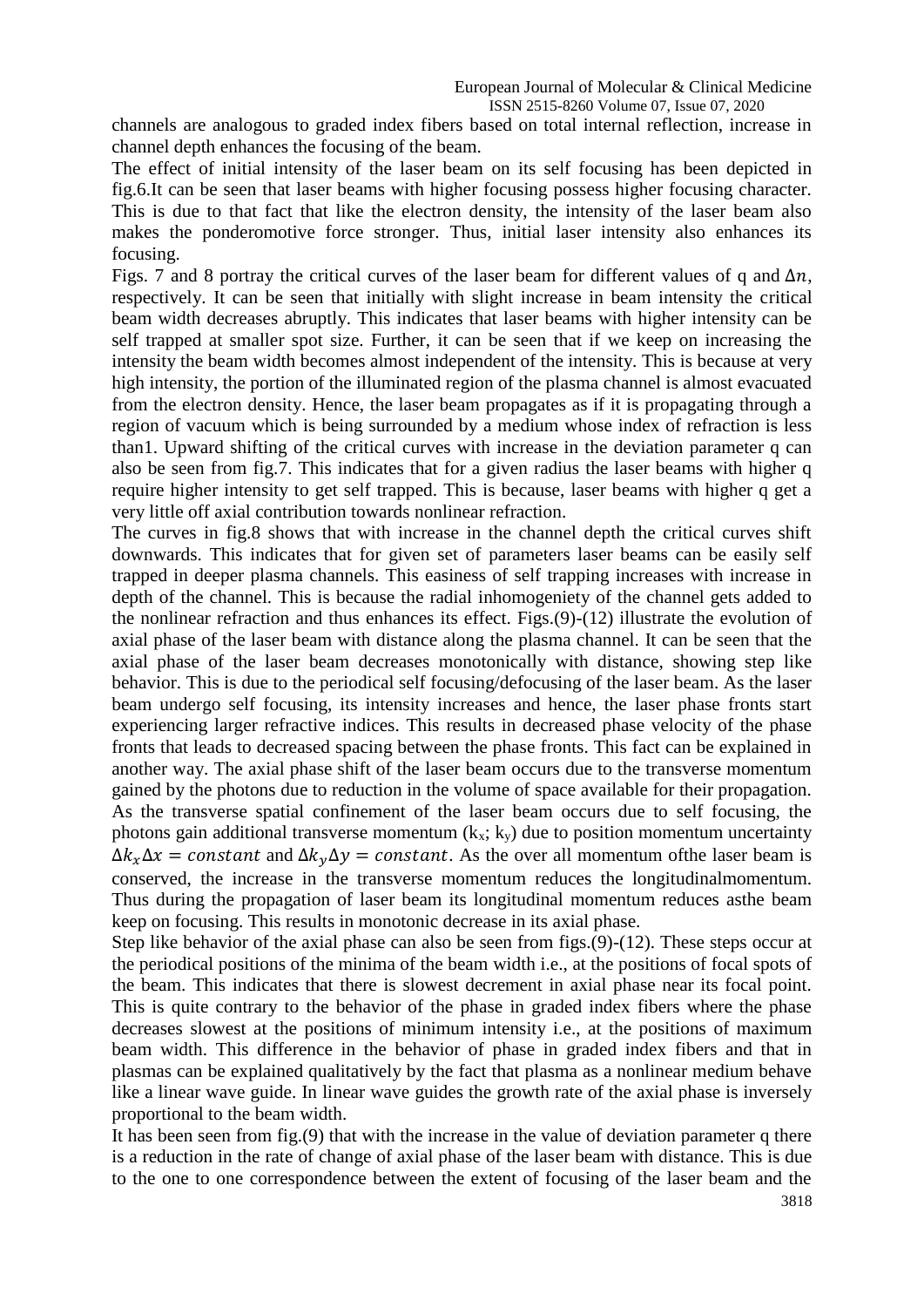channels are analogous to graded index fibers based on total internal reflection, increase in channel depth enhances the focusing of the beam.

The effect of initial intensity of the laser beam on its self focusing has been depicted in fig.6.It can be seen that laser beams with higher focusing possess higher focusing character. This is due to that fact that like the electron density, the intensity of the laser beam also makes the ponderomotive force stronger. Thus, initial laser intensity also enhances its focusing.

Figs. 7 and 8 portray the critical curves of the laser beam for different values of q and $\Delta n$, respectively. It can be seen that initially with slight increase in beam intensity the critical beam width decreases abruptly. This indicates that laser beams with higher intensity can be self trapped at smaller spot size. Further, it can be seen that if we keep on increasing the intensity the beam width becomes almost independent of the intensity. This is because at very high intensity, the portion of the illuminated region of the plasma channel is almost evacuated from the electron density. Hence, the laser beam propagates as if it is propagating through a region of vacuum which is being surrounded by a medium whose index of refraction is less than1. Upward shifting of the critical curves with increase in the deviation parameter q can also be seen from fig.7. This indicates that for a given radius the laser beams with higher q require higher intensity to get self trapped. This is because, laser beams with higher q get a very little off axial contribution towards nonlinear refraction.

The curves in fig.8 shows that with increase in the channel depth the critical curves shift downwards. This indicates that for given set of parameters laser beams can be easily self trapped in deeper plasma channels. This easiness of self trapping increases with increase in depth of the channel. This is because the radial inhomogeniety of the channel gets added to the nonlinear refraction and thus enhances its effect. Figs.(9)-(12) illustrate the evolution of axial phase of the laser beam with distance along the plasma channel. It can be seen that the axial phase of the laser beam decreases monotonically with distance, showing step like behavior. This is due to the periodical self focusing/defocusing of the laser beam. As the laser beam undergo self focusing, its intensity increases and hence, the laser phase fronts start experiencing larger refractive indices. This results in decreased phase velocity of the phase fronts that leads to decreased spacing between the phase fronts. This fact can be explained in another way. The axial phase shift of the laser beam occurs due to the transverse momentum gained by the photons due to reduction in the volume of space available for their propagation. As the transverse spatial confinement of the laser beam occurs due to self focusing, the photons gain additional transverse momentum ($k_x$; $k_y$) due to position momentum uncertainty $\Delta k_x \Delta x = constant$ and $\Delta k_y \Delta y = constant$. As the over all momentum ofthe laser beam is conserved, the increase in the transverse momentum reduces the longitudinalmomentum. Thus during the propagation of laser beam its longitudinal momentum reduces asthe beam keep on focusing. This results in monotonic decrease in its axial phase.

Step like behavior of the axial phase can also be seen from figs.(9)-(12). These steps occur at the periodical positions of the minima of the beam width i.e., at the positions of focal spots of the beam. This indicates that there is slowest decrement in axial phase near its focal point. This is quite contrary to the behavior of the phase in graded index fibers where the phase decreases slowest at the positions of minimum intensity i.e., at the positions of maximum beam width. This difference in the behavior of phase in graded index fibers and that in plasmas can be explained qualitatively by the fact that plasma as a nonlinear medium behave like a linear wave guide. In linear wave guides the growth rate of the axial phase is inversely proportional to the beam width.

It has been seen from fig.(9) that with the increase in the value of deviation parameter q there is a reduction in the rate of change of axial phase of the laser beam with distance. This is due to the one to one correspondence between the extent of focusing of the laser beam and the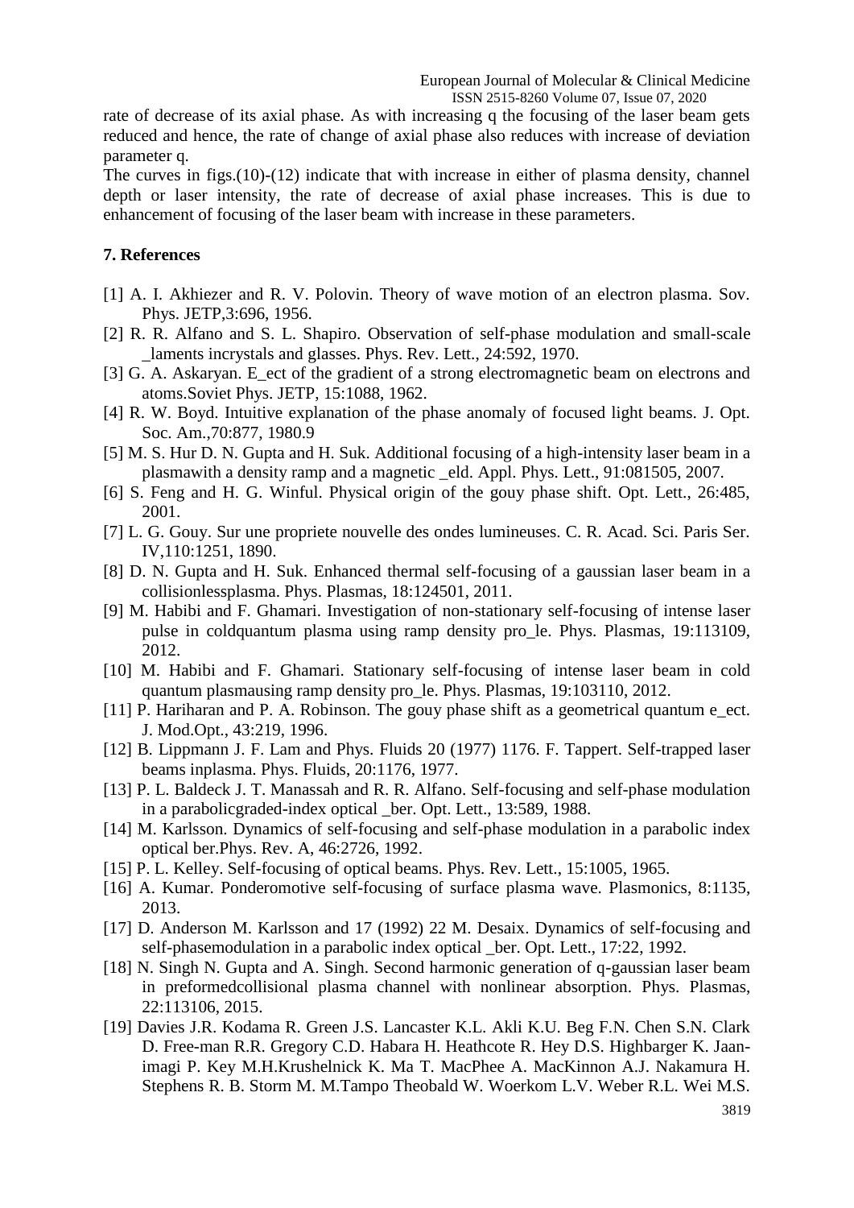rate of decrease of its axial phase. As with increasing q the focusing of the laser beam gets reduced and hence, the rate of change of axial phase also reduces with increase of deviation parameter q.

The curves in figs.(10)-(12) indicate that with increase in either of plasma density, channel depth or laser intensity, the rate of decrease of axial phase increases. This is due to enhancement of focusing of the laser beam with increase in these parameters.

## 7. References

[1] A. I. Akhiezer and R. V. Polovin. Theory of wave motion of an electron plasma. Sov. Phys. JETP,3:696, 1956.

[2] R. R. Alfano and S. L. Shapiro. Observation of self-phase modulation and small-scale _laments incrystals and glasses. Phys. Rev. Lett., 24:592, 1970.

[3] G. A. Askaryan. E_ect of the gradient of a strong electromagnetic beam on electrons and atoms.Soviet Phys. JETP, 15:1088, 1962.

[4] R. W. Boyd. Intuitive explanation of the phase anomaly of focused light beams. J. Opt. Soc. Am.,70:877, 1980.9

[5] M. S. Hur D. N. Gupta and H. Suk. Additional focusing of a high-intensity laser beam in a plasmawith a density ramp and a magnetic _eld. Appl. Phys. Lett., 91:081505, 2007.

[6] S. Feng and H. G. Winful. Physical origin of the gouy phase shift. Opt. Lett., 26:485, 2001.

[7] L. G. Gouy. Sur une propriete nouvelle des ondes lumineuses. C. R. Acad. Sci. Paris Ser. IV,110:1251, 1890.

[8] D. N. Gupta and H. Suk. Enhanced thermal self-focusing of a gaussian laser beam in a collisionlessplasma. Phys. Plasmas, 18:124501, 2011.

[9] M. Habibi and F. Ghamari. Investigation of non-stationary self-focusing of intense laser pulse in coldquantum plasma using ramp density pro_le. Phys. Plasmas, 19:113109, 2012.

[10] M. Habibi and F. Ghamari. Stationary self-focusing of intense laser beam in cold quantum plasmausing ramp density pro_le. Phys. Plasmas, 19:103110, 2012.

[11] P. Hariharan and P. A. Robinson. The gouy phase shift as a geometrical quantum e_ect. J. Mod.Opt., 43:219, 1996.

[12] B. Lippmann J. F. Lam and Phys. Fluids 20 (1977) 1176. F. Tappert. Self-trapped laser beams inplasma. Phys. Fluids, 20:1176, 1977.

[13] P. L. Baldeck J. T. Manassah and R. R. Alfano. Self-focusing and self-phase modulation in a parabolicgraded-index optical _ber. Opt. Lett., 13:589, 1988.

[14] M. Karlsson. Dynamics of self-focusing and self-phase modulation in a parabolic index optical ber.Phys. Rev. A, 46:2726, 1992.

[15] P. L. Kelley. Self-focusing of optical beams. Phys. Rev. Lett., 15:1005, 1965.

[16] A. Kumar. Ponderomotive self-focusing of surface plasma wave. Plasmonics, 8:1135, 2013.

[17] D. Anderson M. Karlsson and 17 (1992) 22 M. Desaix. Dynamics of self-focusing and self-phasemodulation in a parabolic index optical _ber. Opt. Lett., 17:22, 1992.

[18] N. Singh N. Gupta and A. Singh. Second harmonic generation of q-gaussian laser beam in preformedcollisional plasma channel with nonlinear absorption. Phys. Plasmas, 22:113106, 2015.

[19] Davies J.R. Kodama R. Green J.S. Lancaster K.L. Akli K.U. Beg F.N. Chen S.N. Clark D. Free-man R.R. Gregory C.D. Habara H. Heathcote R. Hey D.S. Highbarger K. Jaan-imagi P. Key M.H.Krushelnick K. Ma T. MacPhee A. MacKinnon A.J. Nakamura H. Stephens R. B. Storm M. M.Tampo Theobald W. Woerkom L.V. Weber R.L. Wei M.S.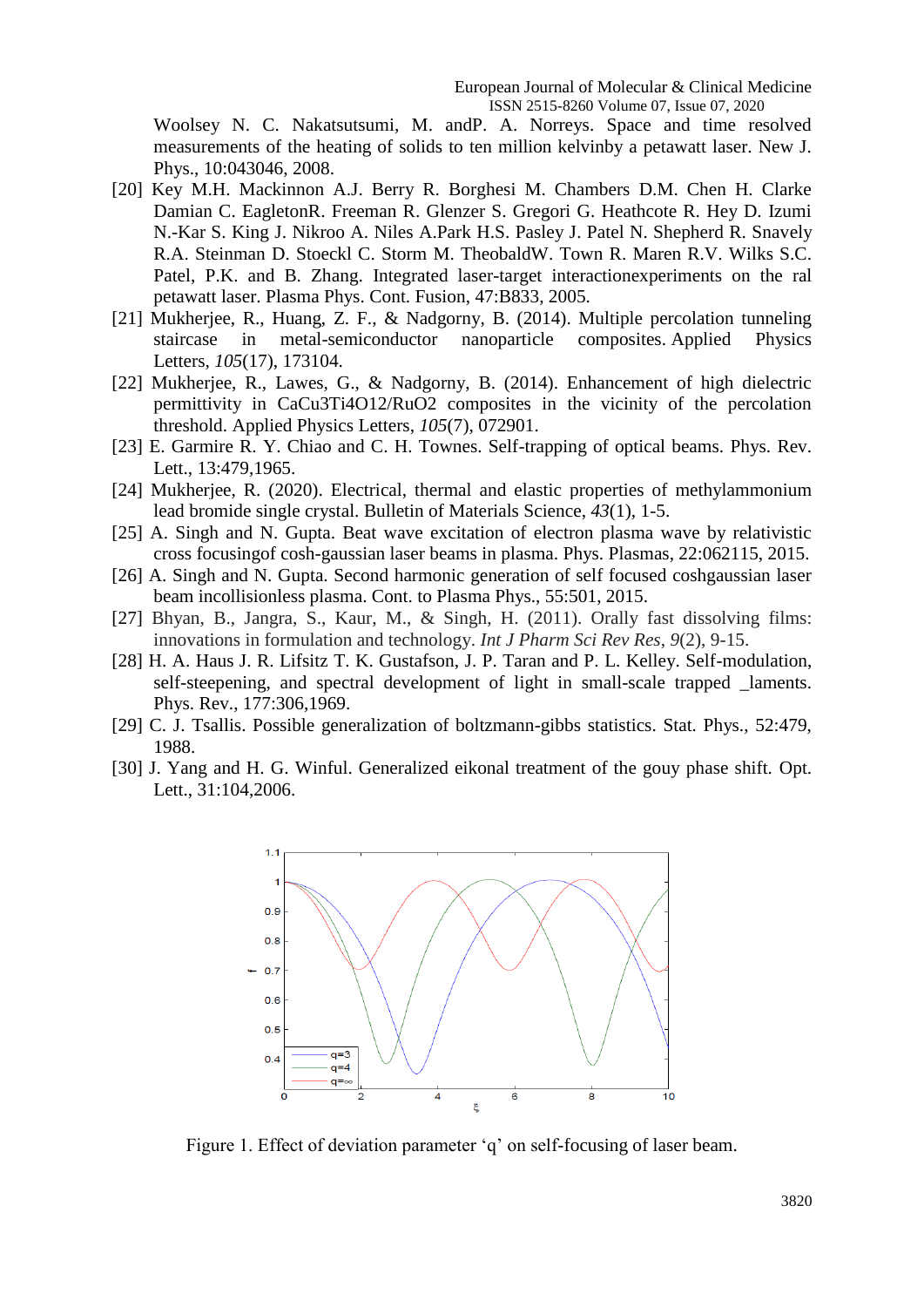Woolsey N. C. Nakatsutsumi, M. andP. A. Norreys. Space and time resolved measurements of the heating of solids to ten million kelvinby a petawatt laser. New J. Phys., 10:043046, 2008.

[20] Key M.H. Mackinnon A.J. Berry R. Borghesi M. Chambers D.M. Chen H. Clarke Damian C. EagletonR. Freeman R. Glenzer S. Gregori G. Heathcote R. Hey D. Izumi N.-Kar S. King J. Nikroo A. Niles A.Park H.S. Pasley J. Patel N. Shepherd R. Snavely R.A. Steinman D. Stoeckl C. Storm M. TheobaldW. Town R. Maren R.V. Wilks S.C. Patel, P.K. and B. Zhang. Integrated laser-target interactionexperiments on the ral petawatt laser. Plasma Phys. Cont. Fusion, 47:B833, 2005.

[21] Mukherjee, R., Huang, Z. F., & Nadgorny, B. (2014). Multiple percolation tunneling staircase in metal-semiconductor nanoparticle composites. Applied Physics Letters, *105*(17), 173104.

[22] Mukherjee, R., Lawes, G., & Nadgorny, B. (2014). Enhancement of high dielectric permittivity in CaCu3Ti4O12/RuO2 composites in the vicinity of the percolation threshold. Applied Physics Letters, *105*(7), 072901.

[23] E. Garmire R. Y. Chiao and C. H. Townes. Self-trapping of optical beams. Phys. Rev. Lett., 13:479,1965.

[24] Mukherjee, R. (2020). Electrical, thermal and elastic properties of methylammonium lead bromide single crystal. Bulletin of Materials Science, *43*(1), 1-5.

[25] A. Singh and N. Gupta. Beat wave excitation of electron plasma wave by relativistic cross focusingof cosh-gaussian laser beams in plasma. Phys. Plasmas, 22:062115, 2015.

[26] A. Singh and N. Gupta. Second harmonic generation of self focused coshgaussian laser beam incollisionless plasma. Cont. to Plasma Phys., 55:501, 2015.

[27] Bhyan, B., Jangra, S., Kaur, M., & Singh, H. (2011). Orally fast dissolving films: innovations in formulation and technology. *Int J Pharm Sci Rev Res*, *9*(2), 9-15.

[28] H. A. Haus J. R. Lifsitz T. K. Gustafson, J. P. Taran and P. L. Kelley. Self-modulation, self-steepening, and spectral development of light in small-scale trapped _laments. Phys. Rev., 177:306,1969.

[29] C. J. Tsallis. Possible generalization of boltzmann-gibbs statistics. Stat. Phys., 52:479, 1988.

[30] J. Yang and H. G. Winful. Generalized eikonal treatment of the gouy phase shift. Opt. Lett., 31:104,2006.

Figure 1. Effect of deviation parameter ‘q’ on self-focusing of laser beam.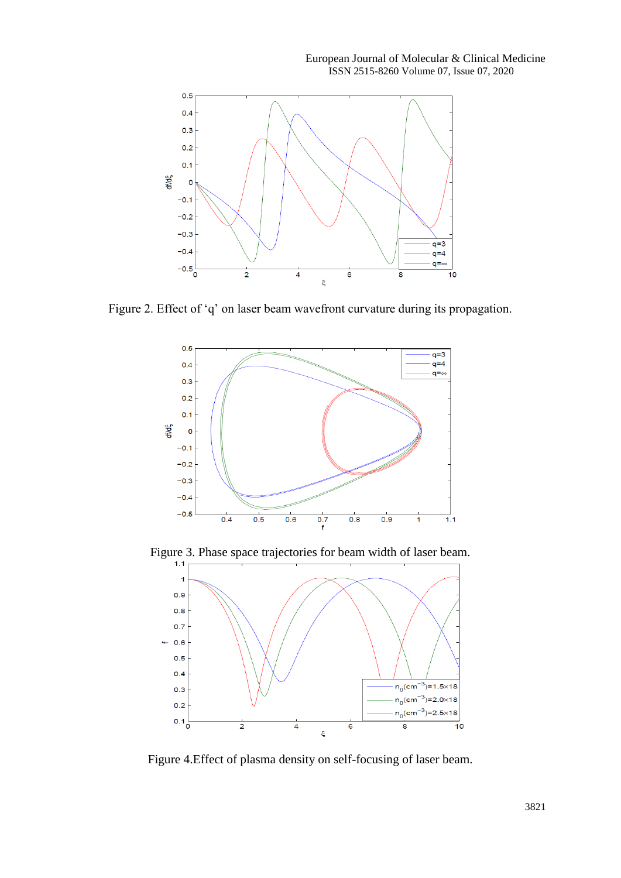Figure 2. Effect of ‘q’ on laser beam wavefront curvature during its propagation.

Figure 3. Phase space trajectories for beam width of laser beam.

Figure 4.Effect of plasma density on self-focusing of laser beam.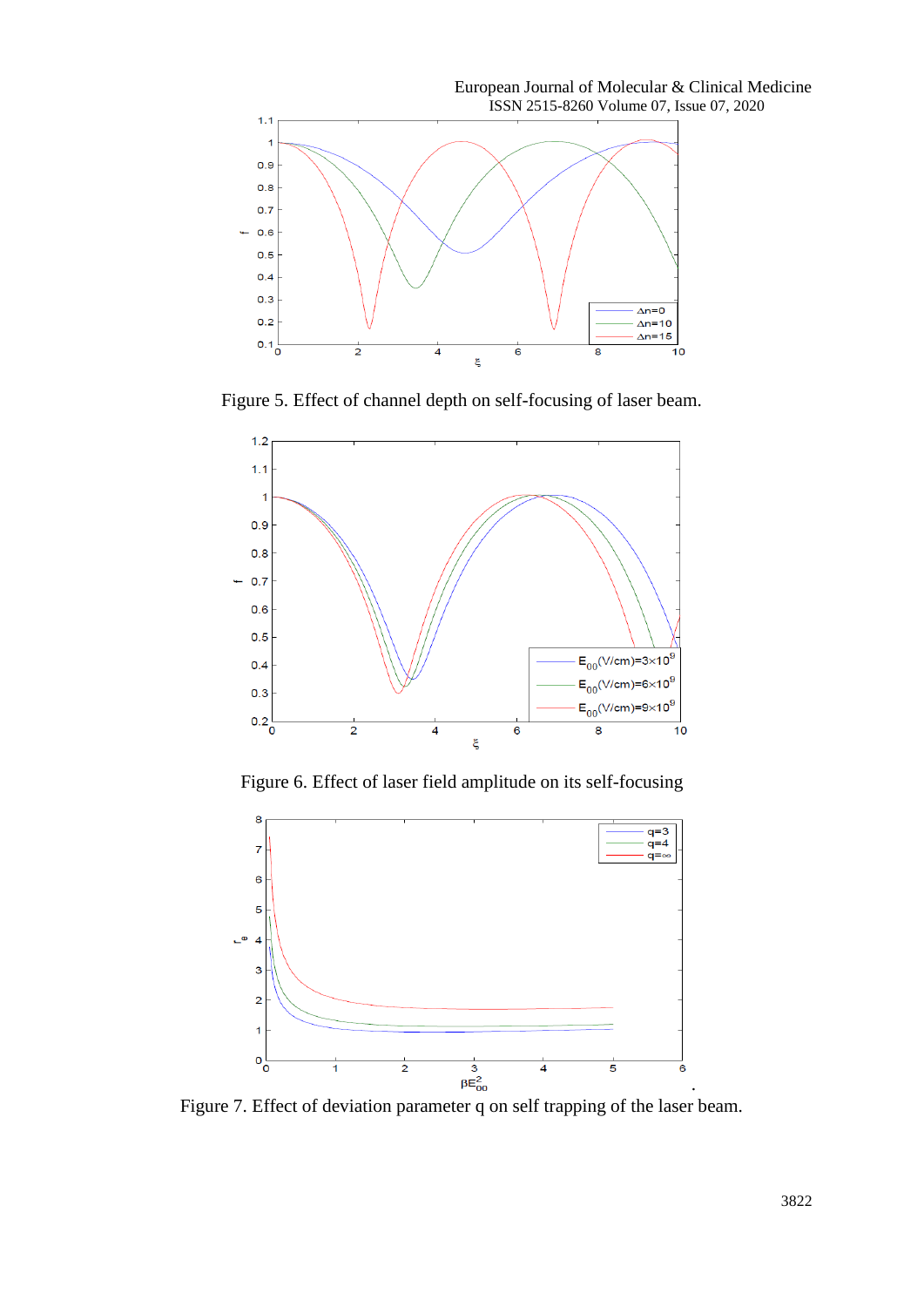Figure 5. Effect of channel depth on self-focusing of laser beam.

Figure 6. Effect of laser field amplitude on its self-focusing

Figure 7. Effect of deviation parameter q on self trapping of the laser beam.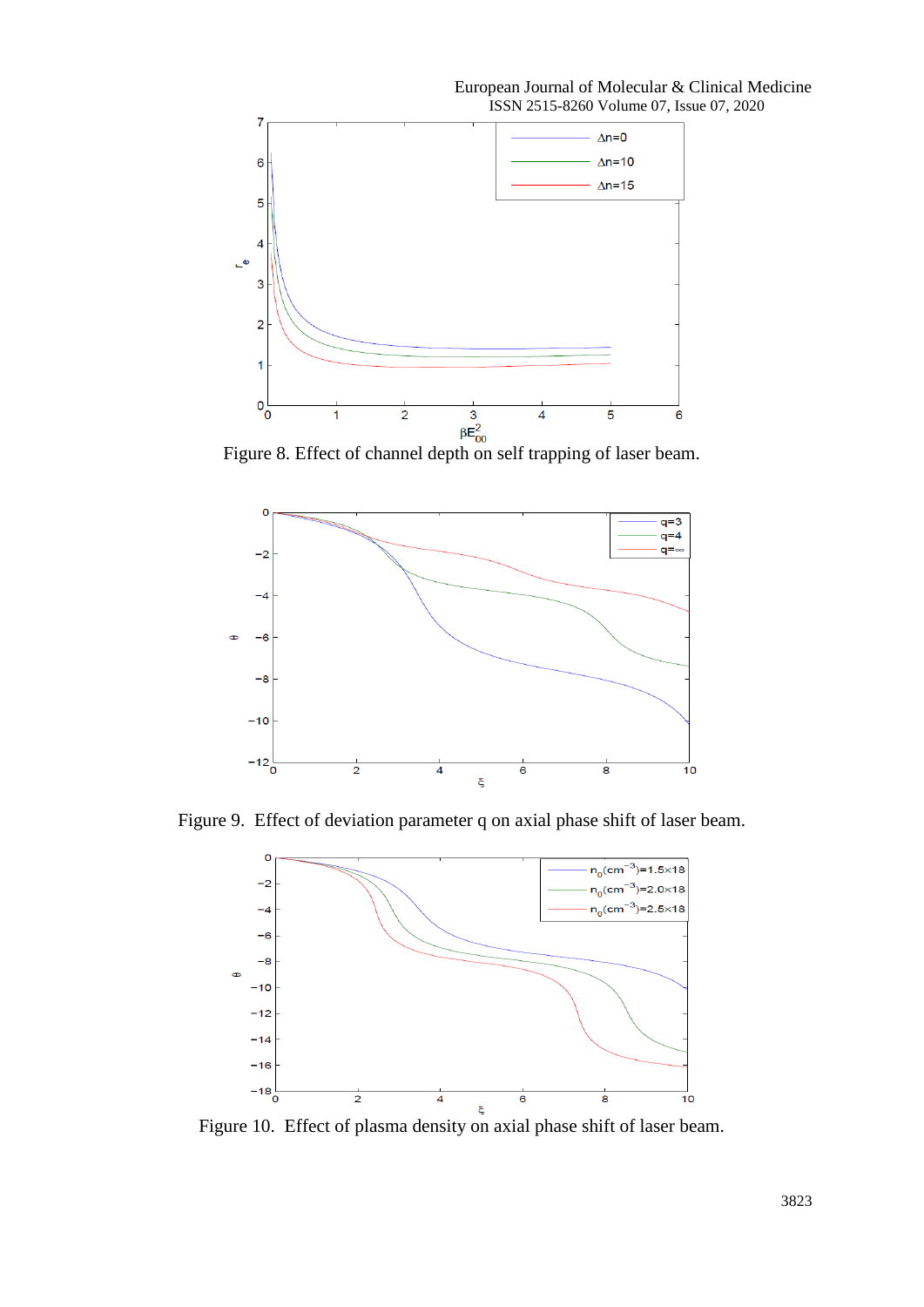Figure 8. Effect of channel depth on self trapping of laser beam.

Figure 9. Effect of deviation parameter q on axial phase shift of laser beam.

Figure 10. Effect of plasma density on axial phase shift of laser beam.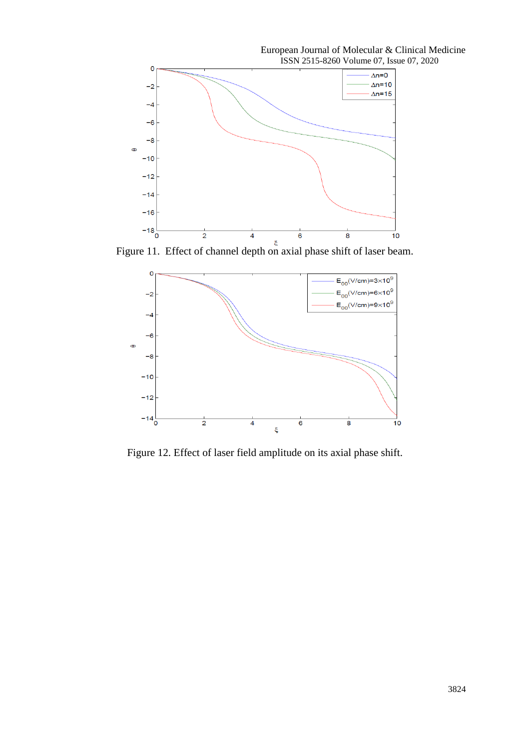0
−2
−4
−6
−8
−10
−12
−14
−16
−18

0 2 4 6 8 10

$\theta$

$\xi$

$\Delta n=0$
$\Delta n=10$
$\Delta n=15$

Figure 11. Effect of channel depth on axial phase shift of laser beam.

0
−2
−4
−6
−8
−10
−12
−14

0 2 4 6 8 10

$\theta$

$\xi$

$E_{00}(V/cm)=3\times10^{9}$
$E_{00}(V/cm)=6\times10^{9}$
$E_{00}(V/cm)=9\times10^{9}$

Figure 12. Effect of laser field amplitude on its axial phase shift.